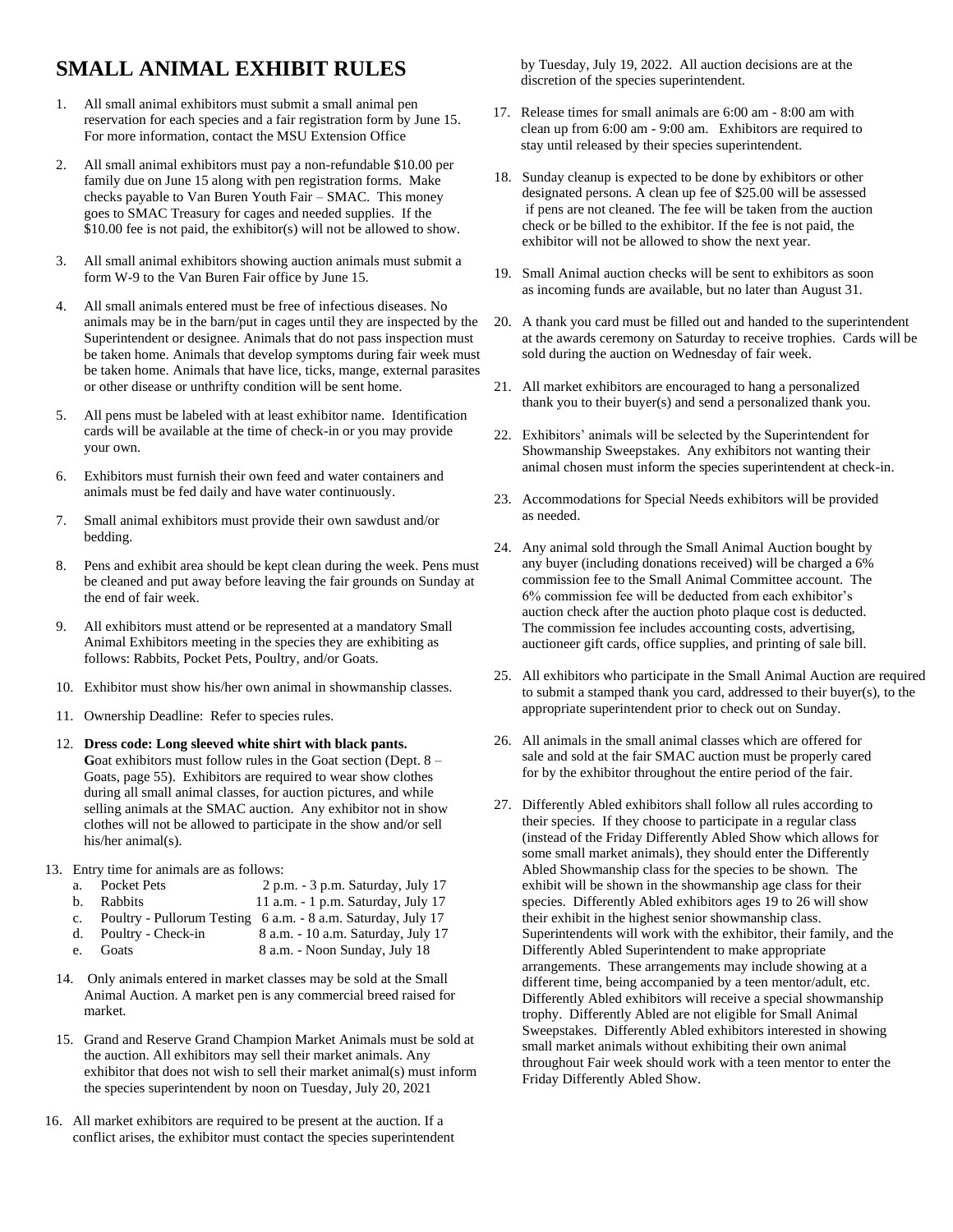# SMALL ANIMAL EXHIBIT RULES

1. All small animal exhibitors must submit a small animal pen reservation for each species and a fair registration form by June 15. For more information, contact the MSU Extension Office

2. All small animal exhibitors must pay a non-refundable $10.00 per family due on June 15 along with pen registration forms. Make checks payable to Van Buren Youth Fair – SMAC. This money goes to SMAC Treasury for cages and needed supplies. If the $10.00 fee is not paid, the exhibitor(s) will not be allowed to show.

3. All small animal exhibitors showing auction animals must submit a form W-9 to the Van Buren Fair office by June 15.

4. All small animals entered must be free of infectious diseases. No animals may be in the barn/put in cages until they are inspected by the Superintendent or designee. Animals that do not pass inspection must be taken home. Animals that develop symptoms during fair week must be taken home. Animals that have lice, ticks, mange, external parasites or other disease or unthrifty condition will be sent home.

5. All pens must be labeled with at least exhibitor name. Identification cards will be available at the time of check-in or you may provide your own.

6. Exhibitors must furnish their own feed and water containers and animals must be fed daily and have water continuously.

7. Small animal exhibitors must provide their own sawdust and/or bedding.

8. Pens and exhibit area should be kept clean during the week. Pens must be cleaned and put away before leaving the fair grounds on Sunday at the end of fair week.

9. All exhibitors must attend or be represented at a mandatory Small Animal Exhibitors meeting in the species they are exhibiting as follows: Rabbits, Pocket Pets, Poultry, and/or Goats.

10. Exhibitor must show his/her own animal in showmanship classes.

11. Ownership Deadline: Refer to species rules.

12. **Dress code: Long sleeved white shirt with black pants.** **G**oat exhibitors must follow rules in the Goat section (Dept. 8 – Goats, page 55). Exhibitors are required to wear show clothes during all small animal classes, for auction pictures, and while selling animals at the SMAC auction. Any exhibitor not in show clothes will not be allowed to participate in the show and/or sell his/her animal(s).

13. Entry time for animals are as follows:
    a. Pocket Pets — 2 p.m. - 3 p.m. Saturday, July 17
    b. Rabbits — 11 a.m. - 1 p.m. Saturday, July 17
    c. Poultry - Pullorum Testing — 6 a.m. - 8 a.m. Saturday, July 17
    d. Poultry - Check-in — 8 a.m. - 10 a.m. Saturday, July 17
    e. Goats — 8 a.m. - Noon Sunday, July 18

14. Only animals entered in market classes may be sold at the Small Animal Auction. A market pen is any commercial breed raised for market.

15. Grand and Reserve Grand Champion Market Animals must be sold at the auction. All exhibitors may sell their market animals. Any exhibitor that does not wish to sell their market animal(s) must inform the species superintendent by noon on Tuesday, July 20, 2021

16. All market exhibitors are required to be present at the auction. If a conflict arises, the exhibitor must contact the species superintendent by Tuesday, July 19, 2022. All auction decisions are at the discretion of the species superintendent.

17. Release times for small animals are 6:00 am - 8:00 am with clean up from 6:00 am - 9:00 am. Exhibitors are required to stay until released by their species superintendent.

18. Sunday cleanup is expected to be done by exhibitors or other designated persons. A clean up fee of $25.00 will be assessed if pens are not cleaned. The fee will be taken from the auction check or be billed to the exhibitor. If the fee is not paid, the exhibitor will not be allowed to show the next year.

19. Small Animal auction checks will be sent to exhibitors as soon as incoming funds are available, but no later than August 31.

20. A thank you card must be filled out and handed to the superintendent at the awards ceremony on Saturday to receive trophies. Cards will be sold during the auction on Wednesday of fair week.

21. All market exhibitors are encouraged to hang a personalized thank you to their buyer(s) and send a personalized thank you.

22. Exhibitors' animals will be selected by the Superintendent for Showmanship Sweepstakes. Any exhibitors not wanting their animal chosen must inform the species superintendent at check-in.

23. Accommodations for Special Needs exhibitors will be provided as needed.

24. Any animal sold through the Small Animal Auction bought by any buyer (including donations received) will be charged a 6% commission fee to the Small Animal Committee account. The 6% commission fee will be deducted from each exhibitor's auction check after the auction photo plaque cost is deducted. The commission fee includes accounting costs, advertising, auctioneer gift cards, office supplies, and printing of sale bill.

25. All exhibitors who participate in the Small Animal Auction are required to submit a stamped thank you card, addressed to their buyer(s), to the appropriate superintendent prior to check out on Sunday.

26. All animals in the small animal classes which are offered for sale and sold at the fair SMAC auction must be properly cared for by the exhibitor throughout the entire period of the fair.

27. Differently Abled exhibitors shall follow all rules according to their species. If they choose to participate in a regular class (instead of the Friday Differently Abled Show which allows for some small market animals), they should enter the Differently Abled Showmanship class for the species to be shown. The exhibit will be shown in the showmanship age class for their species. Differently Abled exhibitors ages 19 to 26 will show their exhibit in the highest senior showmanship class. Superintendents will work with the exhibitor, their family, and the Differently Abled Superintendent to make appropriate arrangements. These arrangements may include showing at a different time, being accompanied by a teen mentor/adult, etc. Differently Abled exhibitors will receive a special showmanship trophy. Differently Abled are not eligible for Small Animal Sweepstakes. Differently Abled exhibitors interested in showing small market animals without exhibiting their own animal throughout Fair week should work with a teen mentor to enter the Friday Differently Abled Show.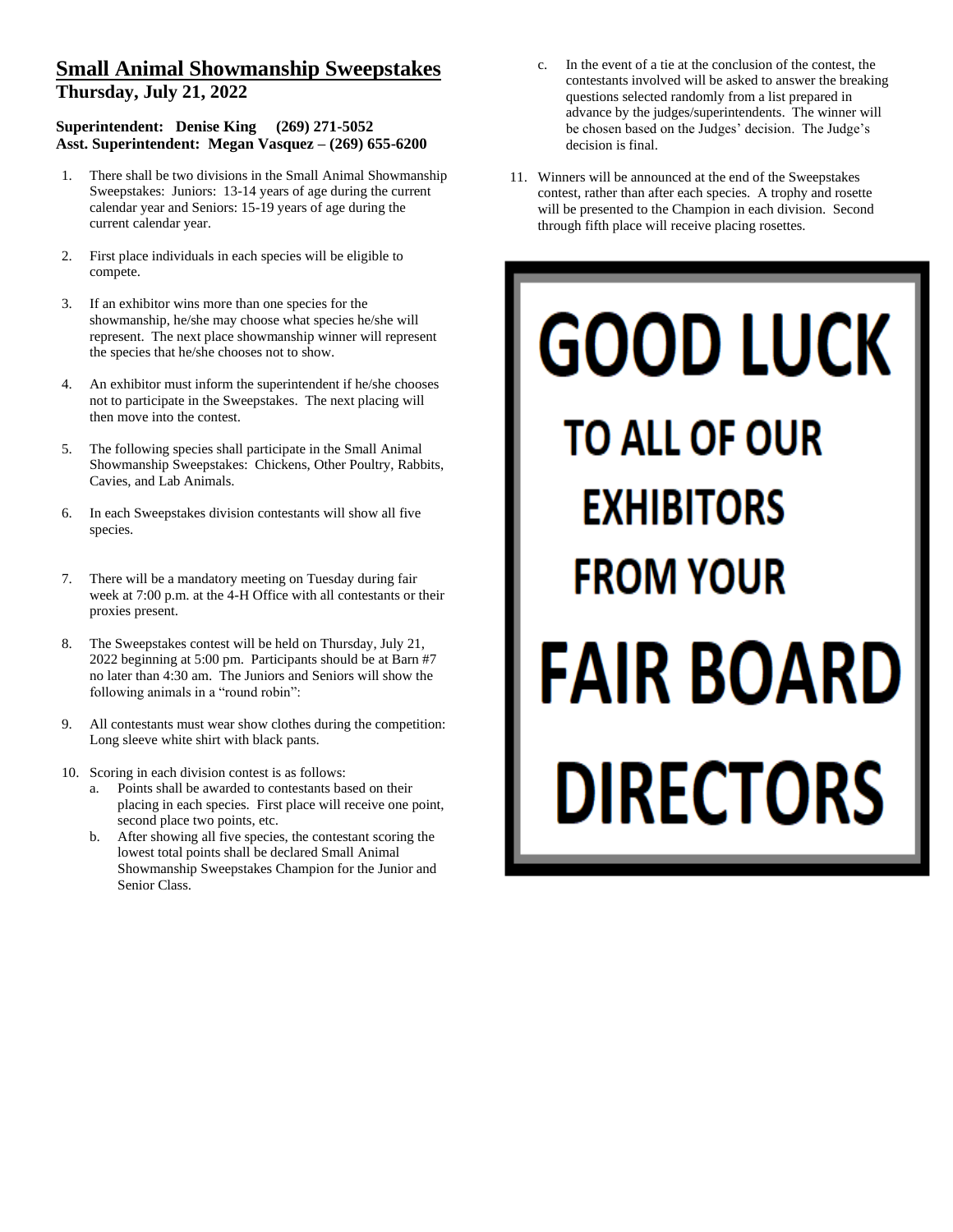# Small Animal Showmanship Sweepstakes

## Thursday, July 21, 2022

**Superintendent: Denise King (269) 271-5052**
**Asst. Superintendent: Megan Vasquez – (269) 655-6200**

1. There shall be two divisions in the Small Animal Showmanship Sweepstakes: Juniors: 13-14 years of age during the current calendar year and Seniors: 15-19 years of age during the current calendar year.

2. First place individuals in each species will be eligible to compete.

3. If an exhibitor wins more than one species for the showmanship, he/she may choose what species he/she will represent. The next place showmanship winner will represent the species that he/she chooses not to show.

4. An exhibitor must inform the superintendent if he/she chooses not to participate in the Sweepstakes. The next placing will then move into the contest.

5. The following species shall participate in the Small Animal Showmanship Sweepstakes: Chickens, Other Poultry, Rabbits, Cavies, and Lab Animals.

6. In each Sweepstakes division contestants will show all five species.

7. There will be a mandatory meeting on Tuesday during fair week at 7:00 p.m. at the 4-H Office with all contestants or their proxies present.

8. The Sweepstakes contest will be held on Thursday, July 21, 2022 beginning at 5:00 pm. Participants should be at Barn #7 no later than 4:30 am. The Juniors and Seniors will show the following animals in a "round robin":

9. All contestants must wear show clothes during the competition: Long sleeve white shirt with black pants.

10. Scoring in each division contest is as follows:
    a. Points shall be awarded to contestants based on their placing in each species. First place will receive one point, second place two points, etc.
    b. After showing all five species, the contestant scoring the lowest total points shall be declared Small Animal Showmanship Sweepstakes Champion for the Junior and Senior Class.
    c. In the event of a tie at the conclusion of the contest, the contestants involved will be asked to answer the breaking questions selected randomly from a list prepared in advance by the judges/superintendents. The winner will be chosen based on the Judges' decision. The Judge's decision is final.

11. Winners will be announced at the end of the Sweepstakes contest, rather than after each species. A trophy and rosette will be presented to the Champion in each division. Second through fifth place will receive placing rosettes.

**GOOD LUCK**
**TO ALL OF OUR**
**EXHIBITORS**
**FROM YOUR**
**FAIR BOARD**
**DIRECTORS**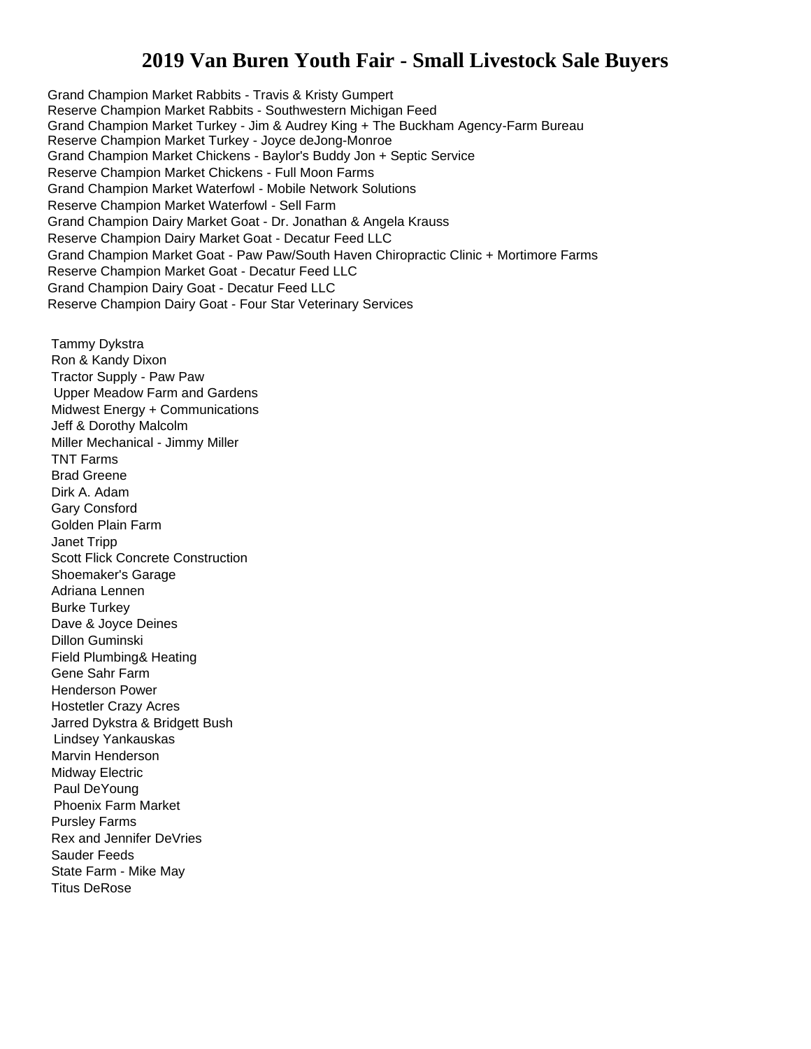# 2019 Van Buren Youth Fair - Small Livestock Sale Buyers

Grand Champion Market Rabbits - Travis & Kristy Gumpert
Reserve Champion Market Rabbits - Southwestern Michigan Feed
Grand Champion Market Turkey - Jim & Audrey King + The Buckham Agency-Farm Bureau
Reserve Champion Market Turkey - Joyce deJong-Monroe
Grand Champion Market Chickens - Baylor's Buddy Jon + Septic Service
Reserve Champion Market Chickens - Full Moon Farms
Grand Champion Market Waterfowl - Mobile Network Solutions
Reserve Champion Market Waterfowl - Sell Farm
Grand Champion Dairy Market Goat - Dr. Jonathan & Angela Krauss
Reserve Champion Dairy Market Goat - Decatur Feed LLC
Grand Champion Market Goat - Paw Paw/South Haven Chiropractic Clinic + Mortimore Farms
Reserve Champion Market Goat - Decatur Feed LLC
Grand Champion Dairy Goat - Decatur Feed LLC
Reserve Champion Dairy Goat - Four Star Veterinary Services

Tammy Dykstra
Ron & Kandy Dixon
Tractor Supply - Paw Paw
Upper Meadow Farm and Gardens
Midwest Energy + Communications
Jeff & Dorothy Malcolm
Miller Mechanical - Jimmy Miller
TNT Farms
Brad Greene
Dirk A. Adam
Gary Consford
Golden Plain Farm
Janet Tripp
Scott Flick Concrete Construction
Shoemaker's Garage
Adriana Lennen
Burke Turkey
Dave & Joyce Deines
Dillon Guminski
Field Plumbing& Heating
Gene Sahr Farm
Henderson Power
Hostetler Crazy Acres
Jarred Dykstra & Bridgett Bush
Lindsey Yankauskas
Marvin Henderson
Midway Electric
Paul DeYoung
Phoenix Farm Market
Pursley Farms
Rex and Jennifer DeVries
Sauder Feeds
State Farm - Mike May
Titus DeRose